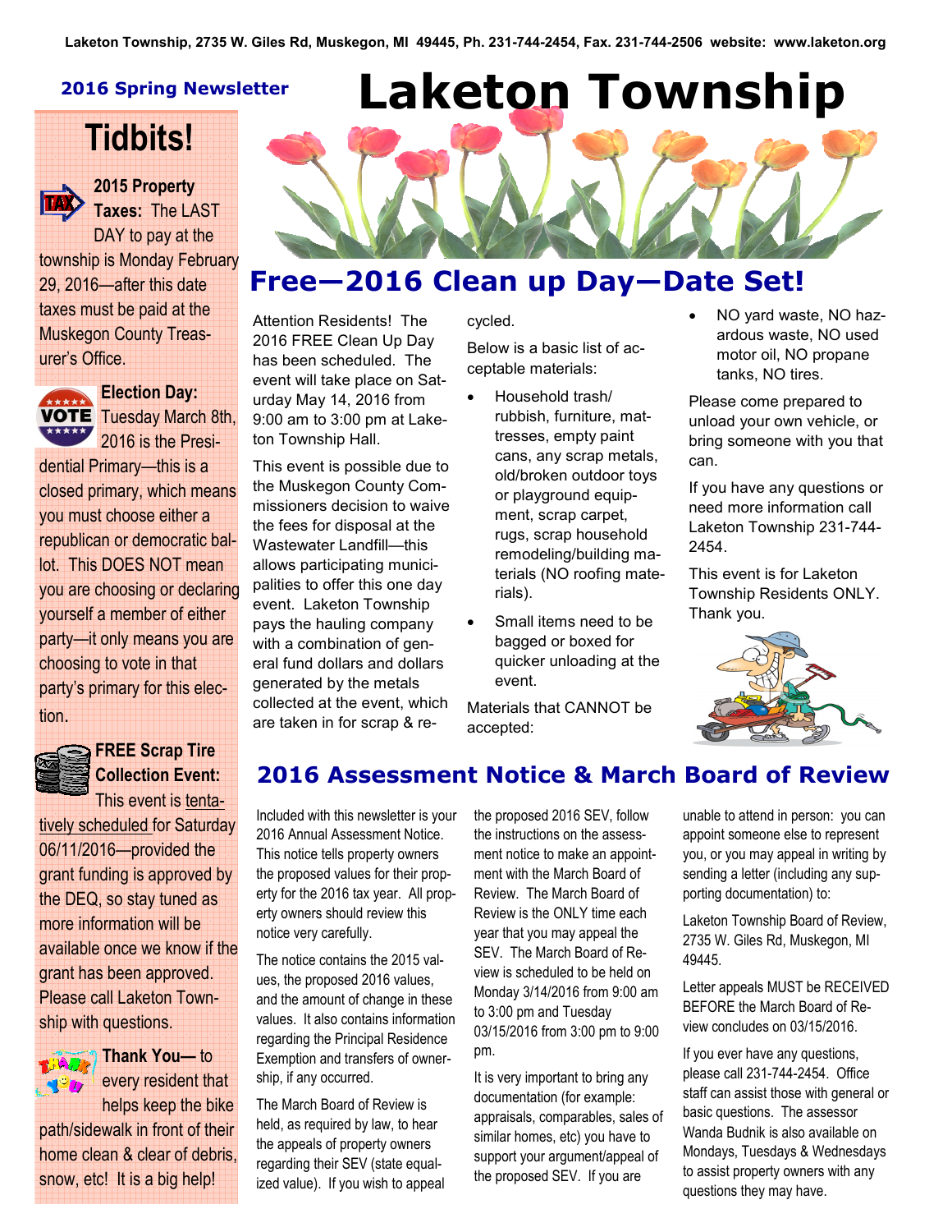Laketon Township, 2735 W. Giles Rd, Muskegon, MI 49445, Ph. 231-744-2454, Fax. 231-744-2506 website: www.laketon.org

**2016 Spring Newsletter**

# Laketon Township

## Free—2016 Clean up Day—Date Set!

Attention Residents! The 2016 FREE Clean Up Day has been scheduled. The event will take place on Saturday May 14, 2016 from 9:00 am to 3:00 pm at Laketon Township Hall.

This event is possible due to the Muskegon County Commissioners decision to waive the fees for disposal at the Wastewater Landfill—this allows participating municipalities to offer this one day event. Laketon Township pays the hauling company with a combination of general fund dollars and dollars generated by the metals collected at the event, which are taken in for scrap & recycled.

Below is a basic list of acceptable materials:

- Household trash/ rubbish, furniture, mattresses, empty paint cans, any scrap metals, old/broken outdoor toys or playground equipment, scrap carpet, rugs, scrap household remodeling/building materials (NO roofing materials).
- Small items need to be bagged or boxed for quicker unloading at the event.

Materials that CANNOT be accepted:

- NO yard waste, NO hazardous waste, NO used motor oil, NO propane tanks, NO tires.

Please come prepared to unload your own vehicle, or bring someone with you that can.

If you have any questions or need more information call Laketon Township 231-744-2454.

This event is for Laketon Township Residents ONLY. Thank you.

## 2016 Assessment Notice & March Board of Review

Included with this newsletter is your 2016 Annual Assessment Notice. This notice tells property owners the proposed values for their property for the 2016 tax year. All property owners should review this notice very carefully.

The notice contains the 2015 values, the proposed 2016 values, and the amount of change in these values. It also contains information regarding the Principal Residence Exemption and transfers of ownership, if any occurred.

The March Board of Review is held, as required by law, to hear the appeals of property owners regarding their SEV (state equalized value). If you wish to appeal the proposed 2016 SEV, follow the instructions on the assessment notice to make an appointment with the March Board of Review. The March Board of Review is the ONLY time each year that you may appeal the SEV. The March Board of Review is scheduled to be held on Monday 3/14/2016 from 9:00 am to 3:00 pm and Tuesday 03/15/2016 from 3:00 pm to 9:00 pm.

It is very important to bring any documentation (for example: appraisals, comparables, sales of similar homes, etc) you have to support your argument/appeal of the proposed SEV. If you are unable to attend in person: you can appoint someone else to represent you, or you may appeal in writing by sending a letter (including any supporting documentation) to:

Laketon Township Board of Review, 2735 W. Giles Rd, Muskegon, MI 49445.

Letter appeals MUST be RECEIVED BEFORE the March Board of Review concludes on 03/15/2016.

If you ever have any questions, please call 231-744-2454. Office staff can assist those with general or basic questions. The assessor Wanda Budnik is also available on Mondays, Tuesdays & Wednesdays to assist property owners with any questions they may have.

## Tidbits!

**2015 Property Taxes:** The LAST DAY to pay at the township is Monday February 29, 2016—after this date taxes must be paid at the Muskegon County Treasurer's Office.

**Election Day:** Tuesday March 8th, 2016 is the Presidential Primary—this is a closed primary, which means you must choose either a republican or democratic ballot. This DOES NOT mean you are choosing or declaring yourself a member of either party—it only means you are choosing to vote in that party's primary for this election.

**FREE Scrap Tire Collection Event:** This event is tentatively scheduled for Saturday 06/11/2016—provided the grant funding is approved by the DEQ, so stay tuned as more information will be available once we know if the grant has been approved. Please call Laketon Township with questions.

**Thank You—** to every resident that helps keep the bike path/sidewalk in front of their home clean & clear of debris, snow, etc! It is a big help!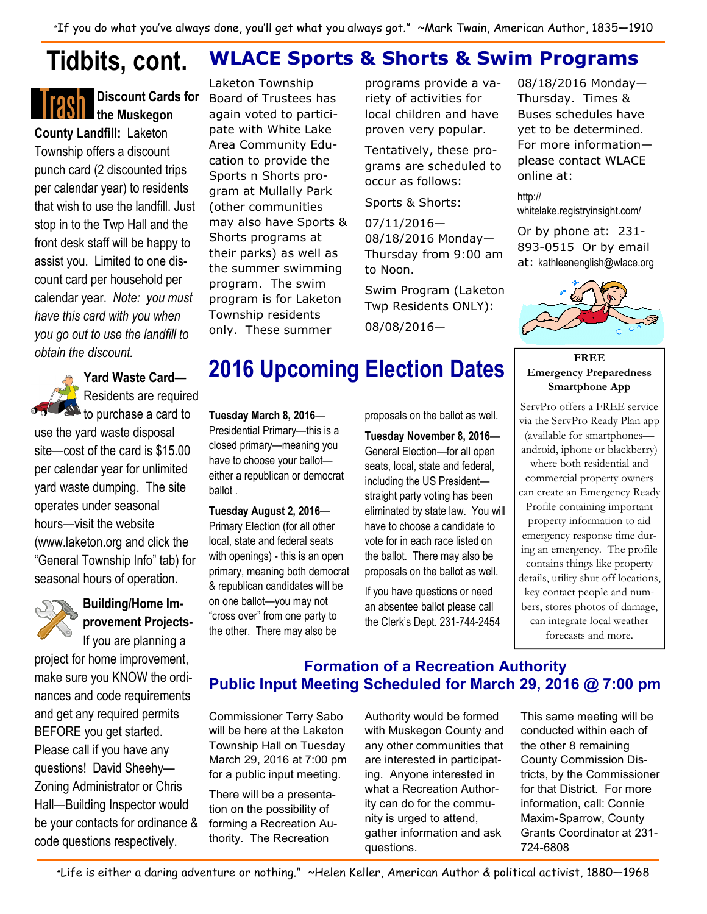"If you do what you've always done, you'll get what you always got." ~Mark Twain, American Author, 1835—1910

# Tidbits, cont.

**Trash Discount Cards for the Muskegon County Landfill:** Laketon Township offers a discount punch card (2 discounted trips per calendar year) to residents that wish to use the landfill. Just stop in to the Twp Hall and the front desk staff will be happy to assist you. Limited to one discount card per household per calendar year. *Note: you must have this card with you when you go out to use the landfill to obtain the discount.*

**Yard Waste Card—** Residents are required to purchase a card to use the yard waste disposal site—cost of the card is $15.00 per calendar year for unlimited yard waste dumping. The site operates under seasonal hours—visit the website (www.laketon.org and click the "General Township Info" tab) for seasonal hours of operation.

**Building/Home Improvement Projects-** If you are planning a project for home improvement, make sure you KNOW the ordinances and code requirements and get any required permits BEFORE you get started. Please call if you have any questions! David Sheehy—Zoning Administrator or Chris Hall—Building Inspector would be your contacts for ordinance & code questions respectively.

# WLACE Sports & Shorts & Swim Programs

Laketon Township Board of Trustees has again voted to participate with White Lake Area Community Education to provide the Sports n Shorts program at Mullally Park (other communities may also have Sports & Shorts programs at their parks) as well as the summer swimming program. The swim program is for Laketon Township residents only. These summer programs provide a variety of activities for local children and have proven very popular.

Tentatively, these programs are scheduled to occur as follows:

Sports & Shorts:

07/11/2016—08/18/2016 Monday—Thursday from 9:00 am to Noon.

Swim Program (Laketon Twp Residents ONLY):

08/08/2016—08/18/2016 Monday—Thursday. Times & Buses schedules have yet to be determined. For more information—please contact WLACE online at:

http://whitelake.registryinsight.com/

Or by phone at: 231-893-0515 Or by email at: kathleenenglish@wlace.org

# 2016 Upcoming Election Dates

**Tuesday March 8, 2016**—Presidential Primary—this is a closed primary—meaning you have to choose your ballot—either a republican or democrat ballot .

**Tuesday August 2, 2016**—Primary Election (for all other local, state and federal seats with openings) - this is an open primary, meaning both democrat & republican candidates will be on one ballot—you may not "cross over" from one party to the other. There may also be proposals on the ballot as well.

**Tuesday November 8, 2016**—General Election—for all open seats, local, state and federal, including the US President—straight party voting has been eliminated by state law. You will have to choose a candidate to vote for in each race listed on the ballot. There may also be proposals on the ballot as well.

If you have questions or need an absentee ballot please call the Clerk's Dept. 231-744-2454

**FREE Emergency Preparedness Smartphone App**

ServPro offers a FREE service via the ServPro Ready Plan app (available for smartphones—android, iphone or blackberry) where both residential and commercial property owners can create an Emergency Ready Profile containing important property information to aid emergency response time during an emergency. The profile contains things like property details, utility shut off locations, key contact people and numbers, stores photos of damage, can integrate local weather forecasts and more.

## Formation of a Recreation Authority
## Public Input Meeting Scheduled for March 29, 2016 @ 7:00 pm

Commissioner Terry Sabo will be here at the Laketon Township Hall on Tuesday March 29, 2016 at 7:00 pm for a public input meeting.

There will be a presentation on the possibility of forming a Recreation Authority. The Recreation Authority would be formed with Muskegon County and any other communities that are interested in participating. Anyone interested in what a Recreation Authority can do for the community is urged to attend, gather information and ask questions.

This same meeting will be conducted within each of the other 8 remaining County Commission Districts, by the Commissioner for that District. For more information, call: Connie Maxim-Sparrow, County Grants Coordinator at 231-724-6808

"Life is either a daring adventure or nothing." ~Helen Keller, American Author & political activist, 1880—1968